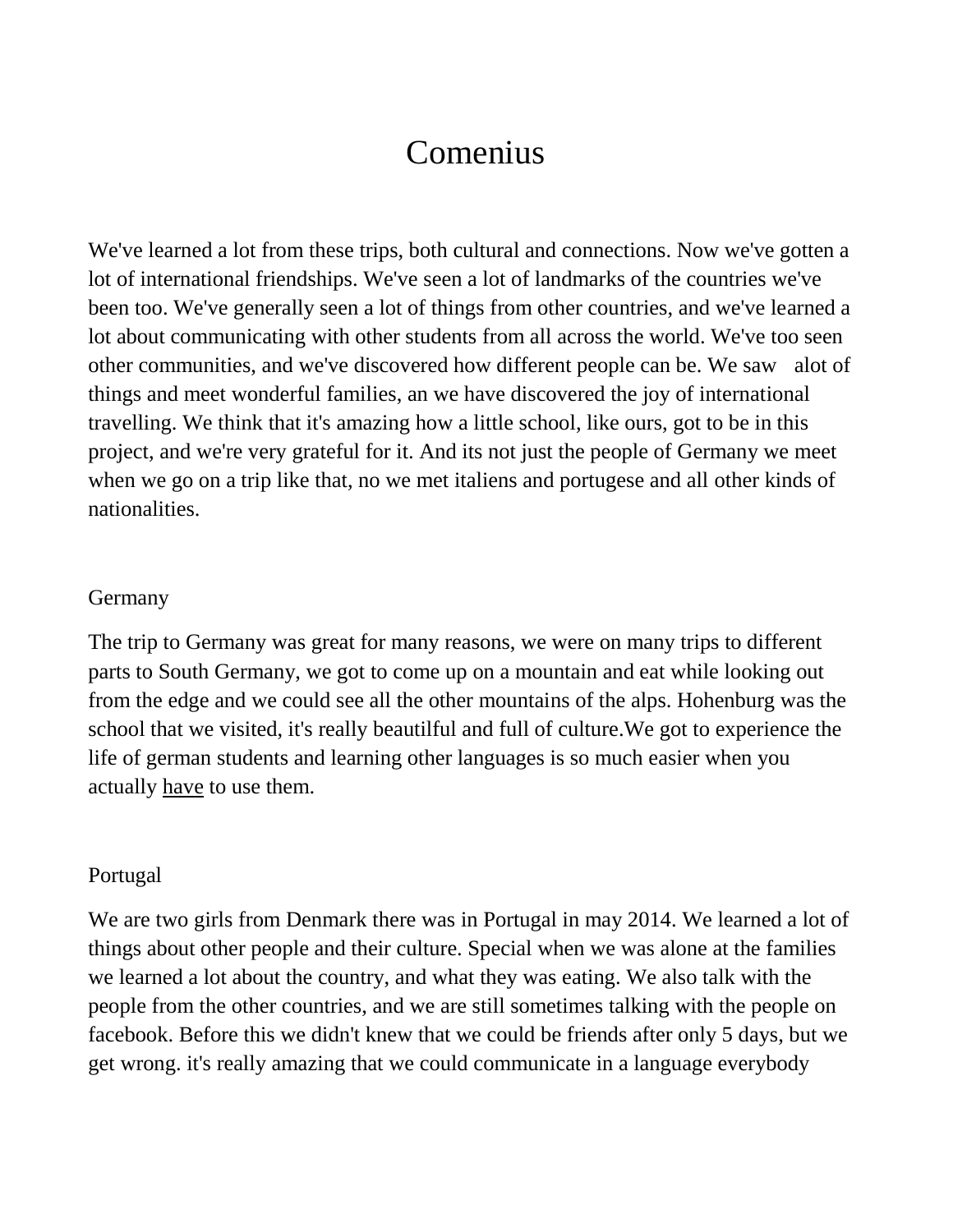# Comenius

We've learned a lot from these trips, both cultural and connections. Now we've gotten a lot of international friendships. We've seen a lot of landmarks of the countries we've been too. We've generally seen a lot of things from other countries, and we've learned a lot about communicating with other students from all across the world. We've too seen other communities, and we've discovered how different people can be. We saw alot of things and meet wonderful families, an we have discovered the joy of international travelling. We think that it's amazing how a little school, like ours, got to be in this project, and we're very grateful for it. And its not just the people of Germany we meet when we go on a trip like that, no we met italiens and portugese and all other kinds of nationalities.

## Germany

The trip to Germany was great for many reasons, we were on many trips to different parts to South Germany, we got to come up on a mountain and eat while looking out from the edge and we could see all the other mountains of the alps. Hohenburg was the school that we visited, it's really beautilful and full of culture.We got to experience the life of german students and learning other languages is so much easier when you actually <u>have</u> to use them.

## Portugal

We are two girls from Denmark there was in Portugal in may 2014. We learned a lot of things about other people and their culture. Special when we was alone at the families we learned a lot about the country, and what they was eating. We also talk with the people from the other countries, and we are still sometimes talking with the people on facebook. Before this we didn't knew that we could be friends after only 5 days, but we get wrong. it's really amazing that we could communicate in a language everybody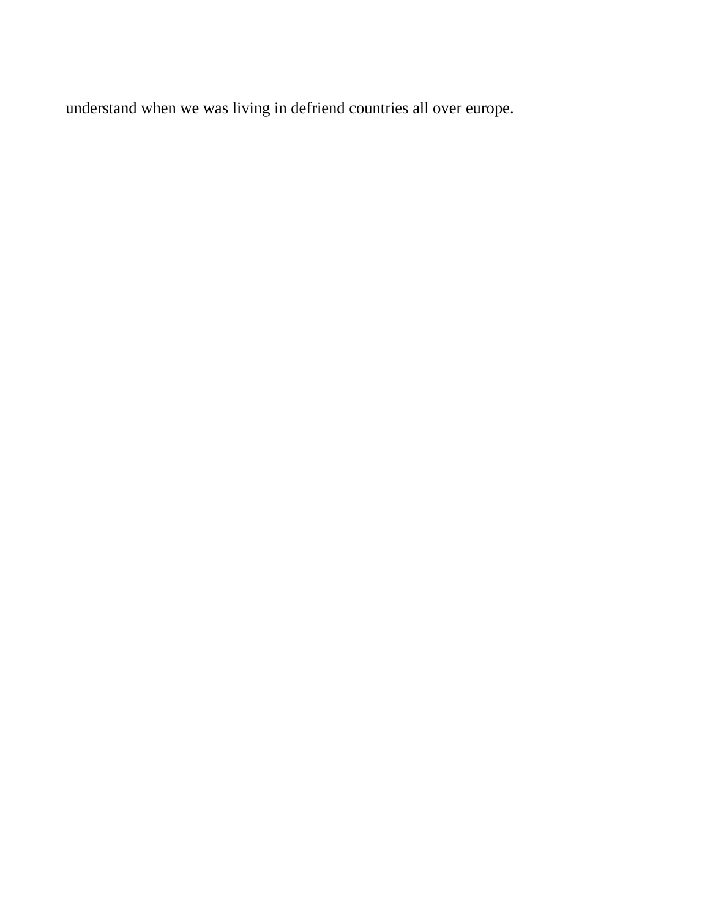understand when we was living in defriend countries all over europe.